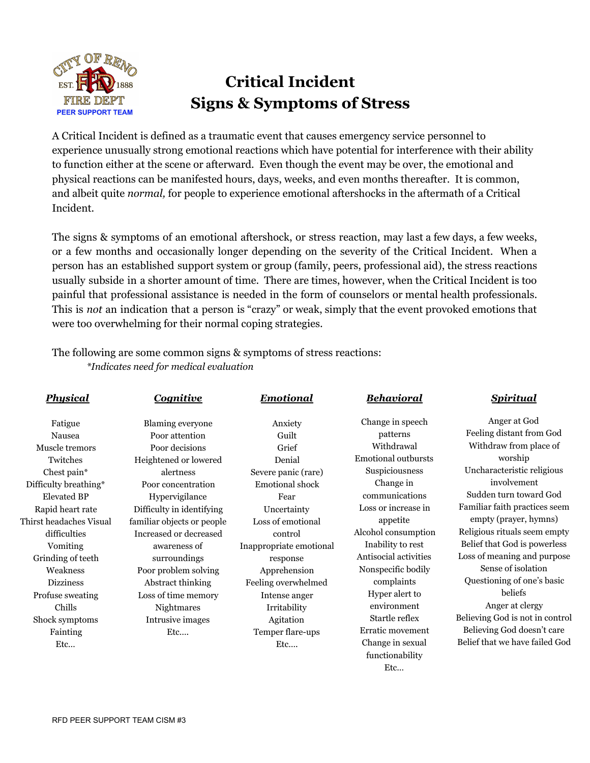# Critical Incident
# Signs & Symptoms of Stress

A Critical Incident is defined as a traumatic event that causes emergency service personnel to experience unusually strong emotional reactions which have potential for interference with their ability to function either at the scene or afterward. Even though the event may be over, the emotional and physical reactions can be manifested hours, days, weeks, and even months thereafter. It is common, and albeit quite *normal,* for people to experience emotional aftershocks in the aftermath of a Critical Incident.

The signs & symptoms of an emotional aftershock, or stress reaction, may last a few days, a few weeks, or a few months and occasionally longer depending on the severity of the Critical Incident. When a person has an established support system or group (family, peers, professional aid), the stress reactions usually subside in a shorter amount of time. There are times, however, when the Critical Incident is too painful that professional assistance is needed in the form of counselors or mental health professionals. This is *not* an indication that a person is "crazy" or weak, simply that the event provoked emotions that were too overwhelming for their normal coping strategies.

The following are some common signs & symptoms of stress reactions:

*\*Indicates need for medical evaluation*

| ***Physical*** | ***Cognitive*** | ***Emotional*** | ***Behavioral*** | ***Spiritual*** |
|---|---|---|---|---|
| Fatigue | Blaming everyone | Anxiety | Change in speech patterns | Anger at God |
| Nausea | Poor attention | Guilt | Withdrawal | Feeling distant from God |
| Muscle tremors | Poor decisions | Grief | Emotional outbursts | Withdraw from place of worship |
| Twitches | Heightened or lowered alertness | Denial | Suspiciousness | Uncharacteristic religious involvement |
| Chest pain* | Poor concentration | Severe panic (rare) | Change in communications | Sudden turn toward God |
| Difficulty breathing* | Hypervigilance | Emotional shock | Loss or increase in appetite | Familiar faith practices seem empty (prayer, hymns) |
| Elevated BP | Difficulty in identifying familiar objects or people | Fear | Alcohol consumption | Religious rituals seem empty |
| Rapid heart rate | Increased or decreased awareness of surroundings | Uncertainty | Inability to rest | Belief that God is powerless |
| Thirst headaches Visual difficulties | Poor problem solving | Loss of emotional control | Antisocial activities | Loss of meaning and purpose |
| Vomiting | Abstract thinking | Inappropriate emotional response | Nonspecific bodily complaints | Sense of isolation |
| Grinding of teeth | Loss of time memory | Apprehension | Hyper alert to environment | Questioning of one's basic beliefs |
| Weakness | Nightmares | Feeling overwhelmed | Startle reflex | Anger at clergy |
| Dizziness | Intrusive images | Intense anger | Erratic movement | Believing God is not in control |
| Profuse sweating | Etc.... | Irritability | Change in sexual functionability | Believing God doesn't care |
| Chills | | Agitation | Etc... | Belief that we have failed God |
| Shock symptoms | | Temper flare-ups | | |
| Fainting | | Etc.... | | |
| Etc... | | | | |

RFD PEER SUPPORT TEAM CISM #3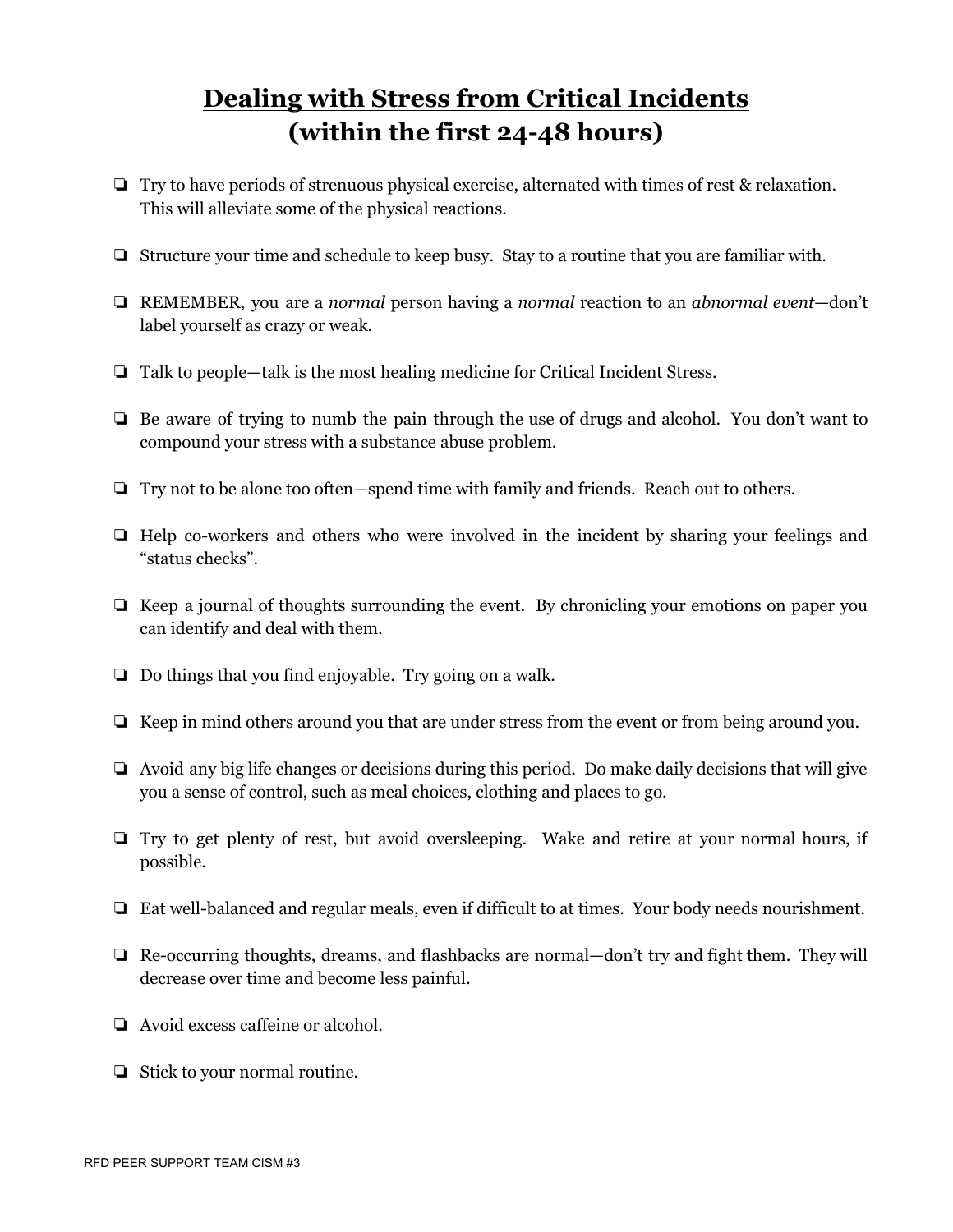# Dealing with Stress from Critical Incidents (within the first 24-48 hours)

- ❏ Try to have periods of strenuous physical exercise, alternated with times of rest & relaxation. This will alleviate some of the physical reactions.
- ❏ Structure your time and schedule to keep busy. Stay to a routine that you are familiar with.
- ❏ REMEMBER, you are a *normal* person having a *normal* reaction to an *abnormal event*—don't label yourself as crazy or weak.
- ❏ Talk to people—talk is the most healing medicine for Critical Incident Stress.
- ❏ Be aware of trying to numb the pain through the use of drugs and alcohol. You don't want to compound your stress with a substance abuse problem.
- ❏ Try not to be alone too often—spend time with family and friends. Reach out to others.
- ❏ Help co-workers and others who were involved in the incident by sharing your feelings and "status checks".
- ❏ Keep a journal of thoughts surrounding the event. By chronicling your emotions on paper you can identify and deal with them.
- ❏ Do things that you find enjoyable. Try going on a walk.
- ❏ Keep in mind others around you that are under stress from the event or from being around you.
- ❏ Avoid any big life changes or decisions during this period. Do make daily decisions that will give you a sense of control, such as meal choices, clothing and places to go.
- ❏ Try to get plenty of rest, but avoid oversleeping. Wake and retire at your normal hours, if possible.
- ❏ Eat well-balanced and regular meals, even if difficult to at times. Your body needs nourishment.
- ❏ Re-occurring thoughts, dreams, and flashbacks are normal—don't try and fight them. They will decrease over time and become less painful.
- ❏ Avoid excess caffeine or alcohol.
- ❏ Stick to your normal routine.

RFD PEER SUPPORT TEAM CISM #3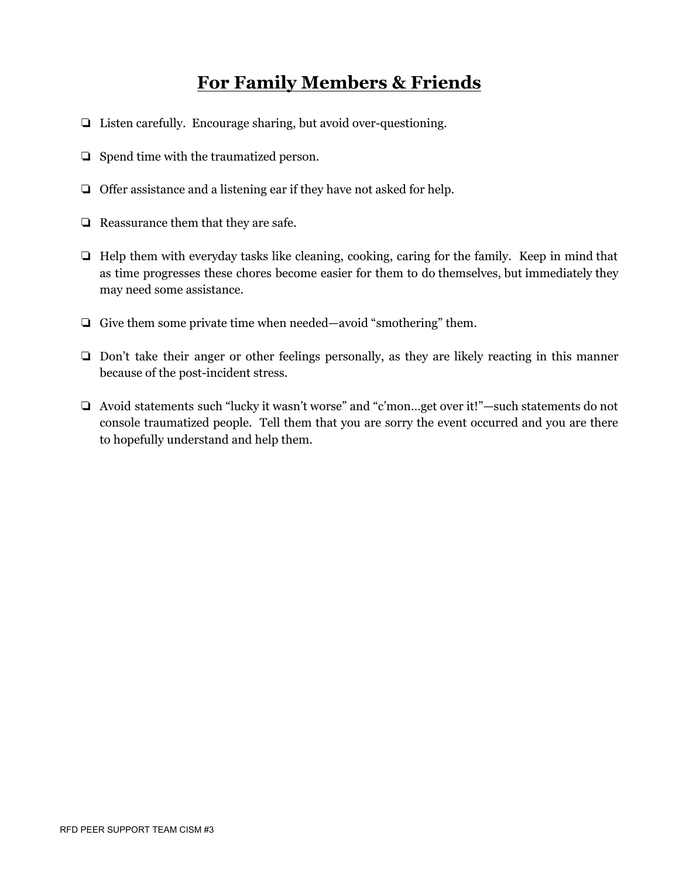# **For Family Members & Friends**

- ❑ Listen carefully. Encourage sharing, but avoid over-questioning.
- ❑ Spend time with the traumatized person.
- ❑ Offer assistance and a listening ear if they have not asked for help.
- ❑ Reassurance them that they are safe.
- ❑ Help them with everyday tasks like cleaning, cooking, caring for the family. Keep in mind that as time progresses these chores become easier for them to do themselves, but immediately they may need some assistance.
- ❑ Give them some private time when needed—avoid "smothering" them.
- ❑ Don't take their anger or other feelings personally, as they are likely reacting in this manner because of the post-incident stress.
- ❑ Avoid statements such "lucky it wasn't worse" and "c'mon…get over it!"—such statements do not console traumatized people. Tell them that you are sorry the event occurred and you are there to hopefully understand and help them.

RFD PEER SUPPORT TEAM CISM #3